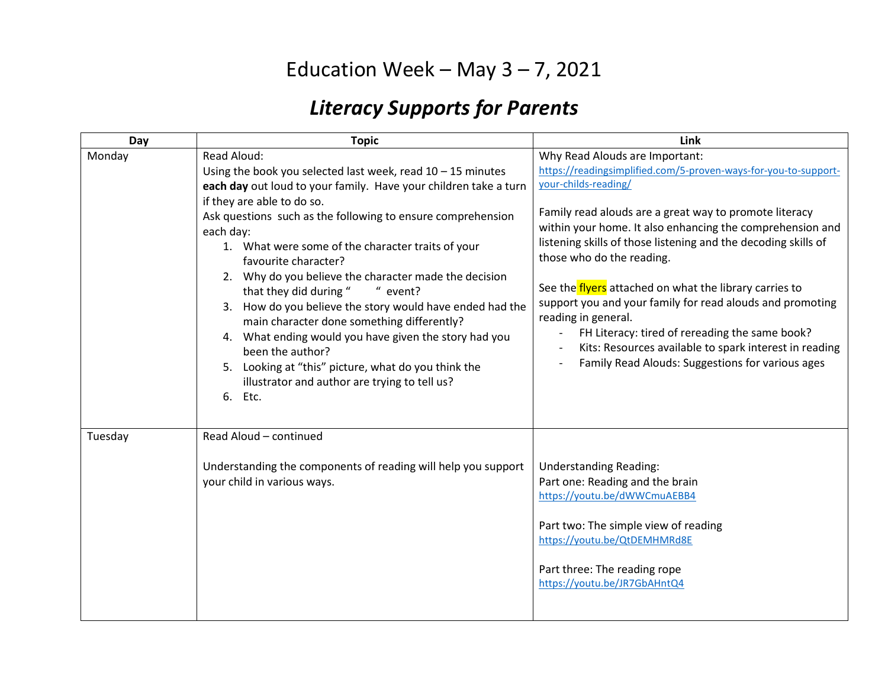# Education Week – May 3 – 7, 2021

## *Literacy Supports for Parents*

| Day | Topic | Link |
|---|---|---|
| Monday | Read Aloud:<br>Using the book you selected last week, read 10 – 15 minutes **each day** out loud to your family. Have your children take a turn if they are able to do so.<br>Ask questions such as the following to ensure comprehension each day:<br>1. What were some of the character traits of your favourite character?<br>2. Why do you believe the character made the decision that they did during "    " event?<br>3. How do you believe the story would have ended had the main character done something differently?<br>4. What ending would you have given the story had you been the author?<br>5. Looking at "this" picture, what do you think the illustrator and author are trying to tell us?<br>6. Etc. | Why Read Alouds are Important:<br>https://readingsimplified.com/5-proven-ways-for-you-to-support-your-childs-reading/<br><br>Family read alouds are a great way to promote literacy within your home. It also enhancing the comprehension and listening skills of those listening and the decoding skills of those who do the reading.<br><br>See the flyers attached on what the library carries to support you and your family for read alouds and promoting reading in general.<br>- FH Literacy: tired of rereading the same book?<br>- Kits: Resources available to spark interest in reading<br>- Family Read Alouds: Suggestions for various ages |
| Tuesday | Read Aloud – continued<br><br>Understanding the components of reading will help you support your child in various ways. | Understanding Reading:<br>Part one: Reading and the brain<br>https://youtu.be/dWWCmuAEBB4<br><br>Part two: The simple view of reading<br>https://youtu.be/QtDEMHMRd8E<br><br>Part three: The reading rope<br>https://youtu.be/JR7GbAHntQ4 |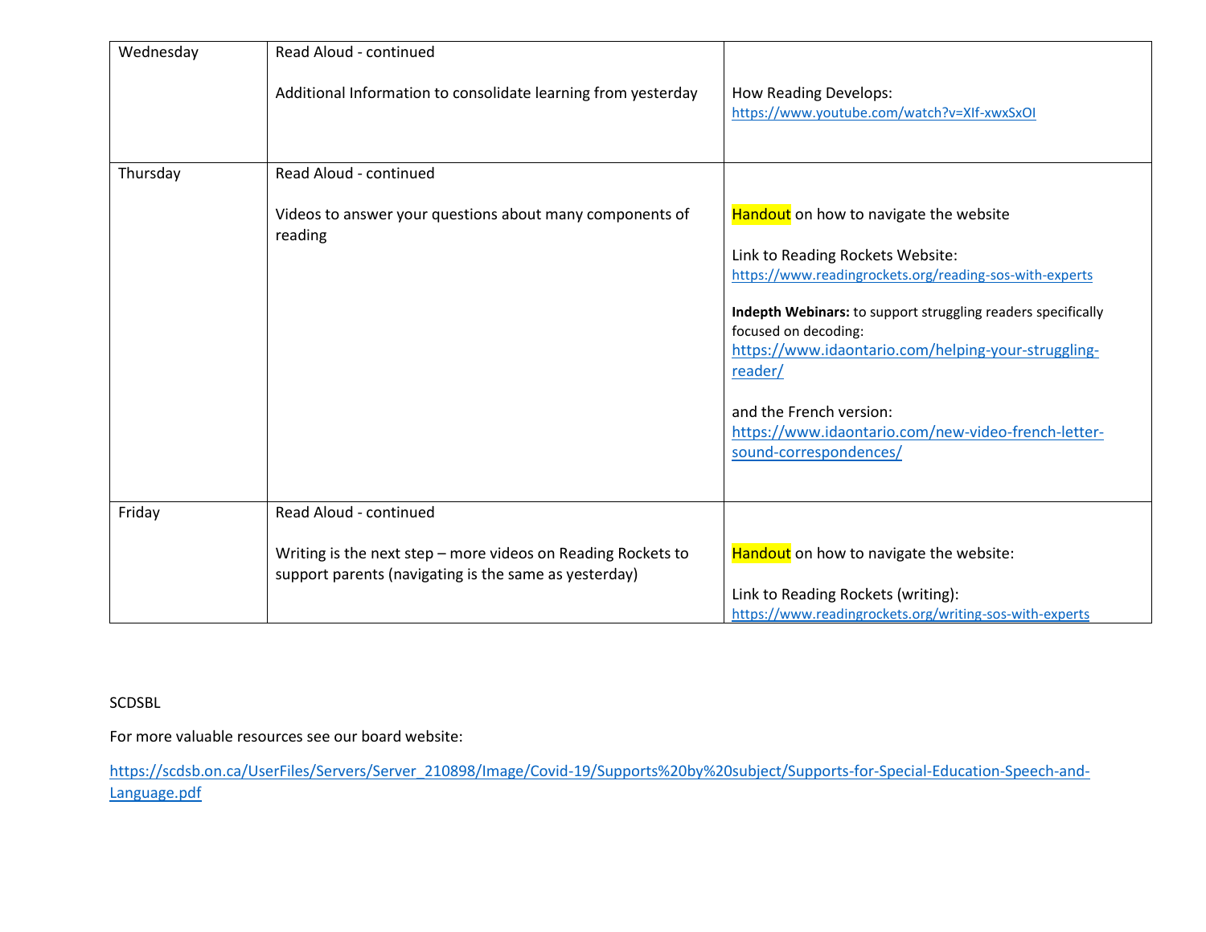| | | |
|---|---|---|
| Wednesday | Read Aloud - continued<br><br>Additional Information to consolidate learning from yesterday | How Reading Develops:<br>https://www.youtube.com/watch?v=XIf-xwxSxOI |
| Thursday | Read Aloud - continued<br><br>Videos to answer your questions about many components of reading | Handout on how to navigate the website<br><br>Link to Reading Rockets Website:<br>https://www.readingrockets.org/reading-sos-with-experts<br><br>**Indepth Webinars:** to support struggling readers specifically focused on decoding:<br>https://www.idaontario.com/helping-your-struggling-reader/<br><br>and the French version:<br>https://www.idaontario.com/new-video-french-letter-sound-correspondences/ |
| Friday | Read Aloud - continued<br><br>Writing is the next step – more videos on Reading Rockets to support parents (navigating is the same as yesterday) | Handout on how to navigate the website:<br><br>Link to Reading Rockets (writing):<br>https://www.readingrockets.org/writing-sos-with-experts |

SCDSBL

For more valuable resources see our board website:

https://scdsb.on.ca/UserFiles/Servers/Server_210898/Image/Covid-19/Supports%20by%20subject/Supports-for-Special-Education-Speech-and-Language.pdf